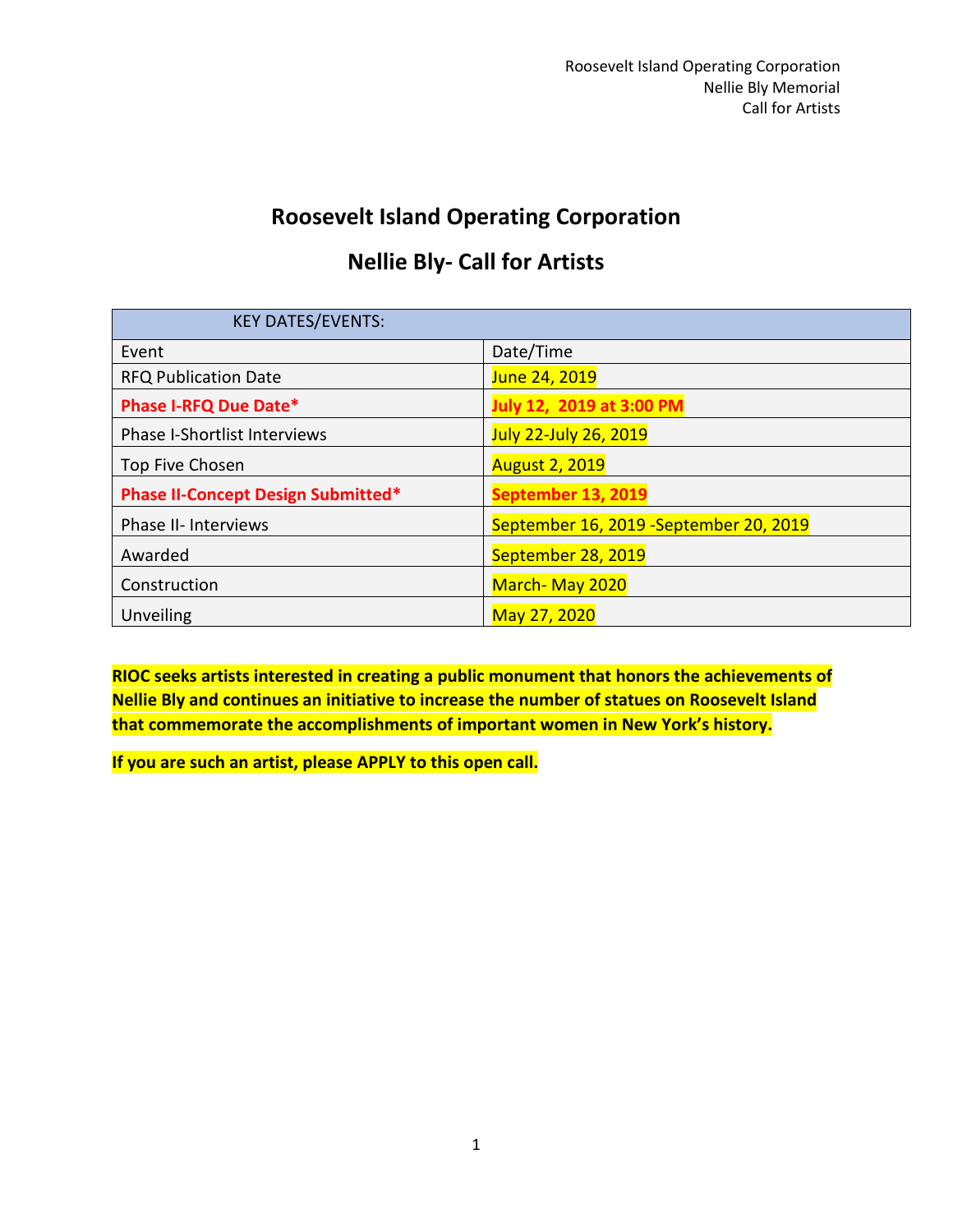# Roosevelt Island Operating Corporation

## Nellie Bly- Call for Artists

| KEY DATES/EVENTS: | |
|---|---|
| Event | Date/Time |
| RFQ Publication Date | June 24, 2019 |
| **Phase I-RFQ Due Date*** | **July 12, 2019 at 3:00 PM** |
| Phase I-Shortlist Interviews | July 22-July 26, 2019 |
| Top Five Chosen | August 2, 2019 |
| **Phase II-Concept Design Submitted*** | **September 13, 2019** |
| Phase II- Interviews | September 16, 2019 -September 20, 2019 |
| Awarded | September 28, 2019 |
| Construction | March- May 2020 |
| Unveiling | May 27, 2020 |

**RIOC seeks artists interested in creating a public monument that honors the achievements of Nellie Bly and continues an initiative to increase the number of statues on Roosevelt Island that commemorate the accomplishments of important women in New York's history.**

**If you are such an artist, please APPLY to this open call.**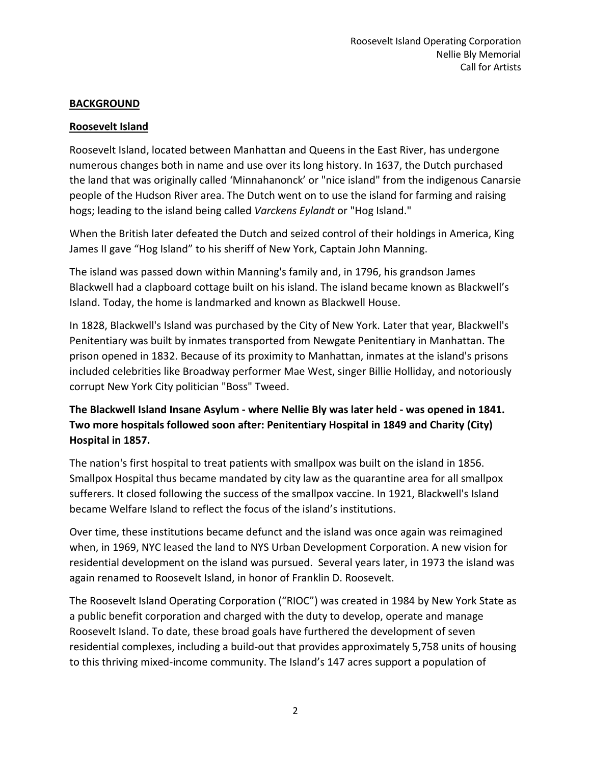## BACKGROUND

### Roosevelt Island

Roosevelt Island, located between Manhattan and Queens in the East River, has undergone numerous changes both in name and use over its long history. In 1637, the Dutch purchased the land that was originally called 'Minnahanonck' or "nice island" from the indigenous Canarsie people of the Hudson River area. The Dutch went on to use the island for farming and raising hogs; leading to the island being called *Varckens Eylandt* or "Hog Island."

When the British later defeated the Dutch and seized control of their holdings in America, King James II gave "Hog Island" to his sheriff of New York, Captain John Manning.

The island was passed down within Manning's family and, in 1796, his grandson James Blackwell had a clapboard cottage built on his island. The island became known as Blackwell's Island. Today, the home is landmarked and known as Blackwell House.

In 1828, Blackwell's Island was purchased by the City of New York. Later that year, Blackwell's Penitentiary was built by inmates transported from Newgate Penitentiary in Manhattan. The prison opened in 1832. Because of its proximity to Manhattan, inmates at the island's prisons included celebrities like Broadway performer Mae West, singer Billie Holliday, and notoriously corrupt New York City politician "Boss" Tweed.

**The Blackwell Island Insane Asylum - where Nellie Bly was later held - was opened in 1841. Two more hospitals followed soon after: Penitentiary Hospital in 1849 and Charity (City) Hospital in 1857.**

The nation's first hospital to treat patients with smallpox was built on the island in 1856. Smallpox Hospital thus became mandated by city law as the quarantine area for all smallpox sufferers. It closed following the success of the smallpox vaccine. In 1921, Blackwell's Island became Welfare Island to reflect the focus of the island's institutions.

Over time, these institutions became defunct and the island was once again was reimagined when, in 1969, NYC leased the land to NYS Urban Development Corporation. A new vision for residential development on the island was pursued. Several years later, in 1973 the island was again renamed to Roosevelt Island, in honor of Franklin D. Roosevelt.

The Roosevelt Island Operating Corporation ("RIOC") was created in 1984 by New York State as a public benefit corporation and charged with the duty to develop, operate and manage Roosevelt Island. To date, these broad goals have furthered the development of seven residential complexes, including a build-out that provides approximately 5,758 units of housing to this thriving mixed-income community. The Island's 147 acres support a population of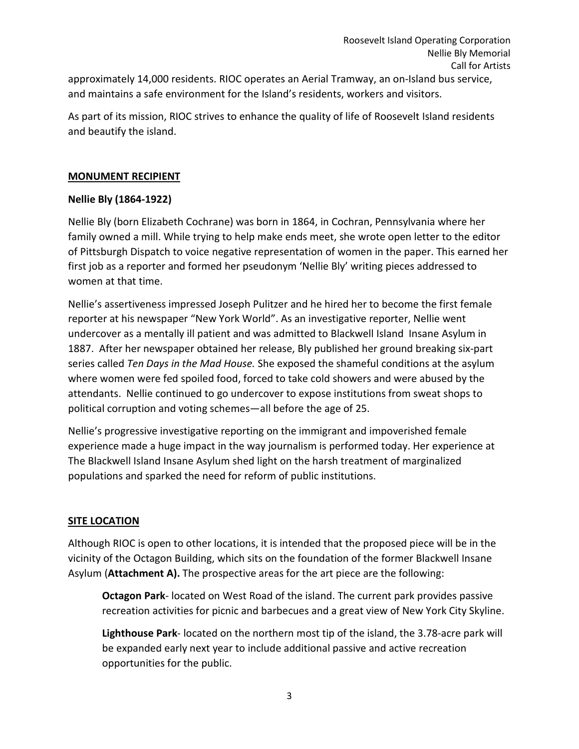approximately 14,000 residents. RIOC operates an Aerial Tramway, an on-Island bus service, and maintains a safe environment for the Island's residents, workers and visitors.

As part of its mission, RIOC strives to enhance the quality of life of Roosevelt Island residents and beautify the island.

## MONUMENT RECIPIENT

### Nellie Bly (1864-1922)

Nellie Bly (born Elizabeth Cochrane) was born in 1864, in Cochran, Pennsylvania where her family owned a mill. While trying to help make ends meet, she wrote open letter to the editor of Pittsburgh Dispatch to voice negative representation of women in the paper. This earned her first job as a reporter and formed her pseudonym 'Nellie Bly' writing pieces addressed to women at that time.

Nellie's assertiveness impressed Joseph Pulitzer and he hired her to become the first female reporter at his newspaper "New York World". As an investigative reporter, Nellie went undercover as a mentally ill patient and was admitted to Blackwell Island Insane Asylum in 1887. After her newspaper obtained her release, Bly published her ground breaking six-part series called *Ten Days in the Mad House.* She exposed the shameful conditions at the asylum where women were fed spoiled food, forced to take cold showers and were abused by the attendants. Nellie continued to go undercover to expose institutions from sweat shops to political corruption and voting schemes—all before the age of 25.

Nellie's progressive investigative reporting on the immigrant and impoverished female experience made a huge impact in the way journalism is performed today. Her experience at The Blackwell Island Insane Asylum shed light on the harsh treatment of marginalized populations and sparked the need for reform of public institutions.

## SITE LOCATION

Although RIOC is open to other locations, it is intended that the proposed piece will be in the vicinity of the Octagon Building, which sits on the foundation of the former Blackwell Insane Asylum (**Attachment A).** The prospective areas for the art piece are the following:

> **Octagon Park**- located on West Road of the island. The current park provides passive recreation activities for picnic and barbecues and a great view of New York City Skyline.
>
> **Lighthouse Park**- located on the northern most tip of the island, the 3.78-acre park will be expanded early next year to include additional passive and active recreation opportunities for the public.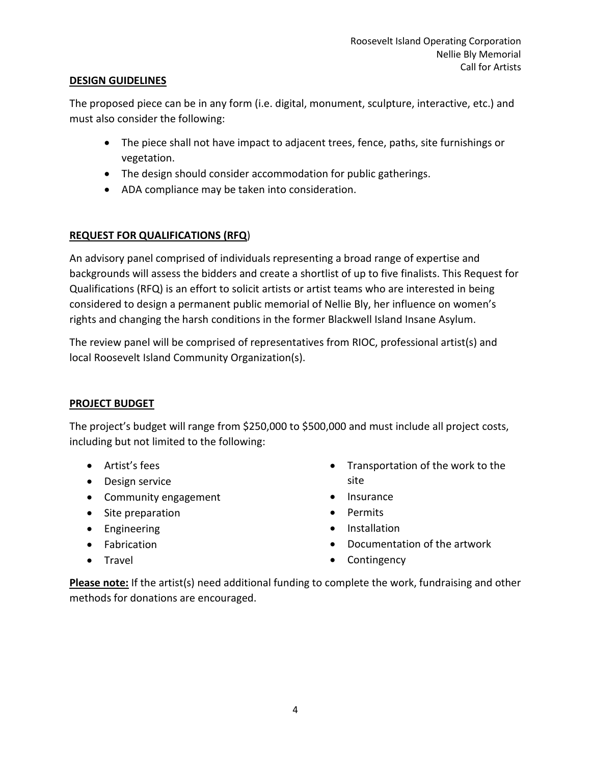## DESIGN GUIDELINES

The proposed piece can be in any form (i.e. digital, monument, sculpture, interactive, etc.) and must also consider the following:

- The piece shall not have impact to adjacent trees, fence, paths, site furnishings or vegetation.
- The design should consider accommodation for public gatherings.
- ADA compliance may be taken into consideration.

## REQUEST FOR QUALIFICATIONS (RFQ)

An advisory panel comprised of individuals representing a broad range of expertise and backgrounds will assess the bidders and create a shortlist of up to five finalists. This Request for Qualifications (RFQ) is an effort to solicit artists or artist teams who are interested in being considered to design a permanent public memorial of Nellie Bly, her influence on women's rights and changing the harsh conditions in the former Blackwell Island Insane Asylum.

The review panel will be comprised of representatives from RIOC, professional artist(s) and local Roosevelt Island Community Organization(s).

## PROJECT BUDGET

The project's budget will range from $250,000 to $500,000 and must include all project costs, including but not limited to the following:

- Artist's fees
- Design service
- Community engagement
- Site preparation
- Engineering
- Fabrication
- Travel
- Transportation of the work to the site
- Insurance
- Permits
- Installation
- Documentation of the artwork
- Contingency

**Please note:** If the artist(s) need additional funding to complete the work, fundraising and other methods for donations are encouraged.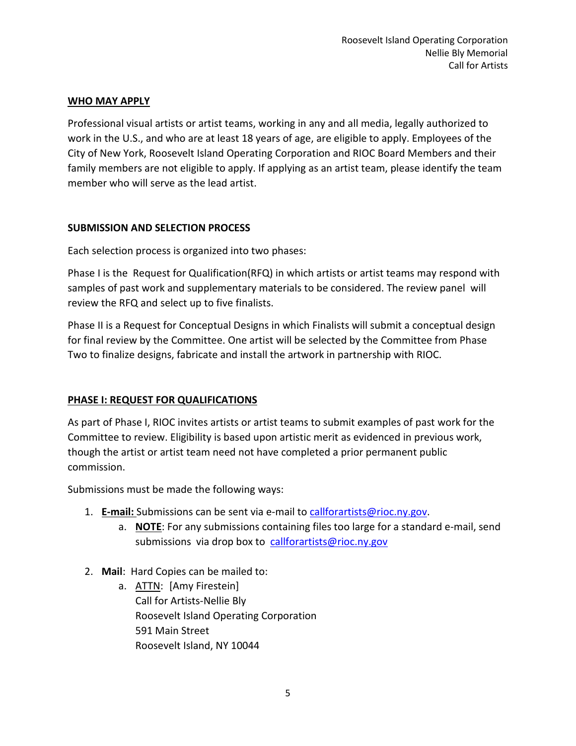## WHO MAY APPLY

Professional visual artists or artist teams, working in any and all media, legally authorized to work in the U.S., and who are at least 18 years of age, are eligible to apply. Employees of the City of New York, Roosevelt Island Operating Corporation and RIOC Board Members and their family members are not eligible to apply. If applying as an artist team, please identify the team member who will serve as the lead artist.

## SUBMISSION AND SELECTION PROCESS

Each selection process is organized into two phases:

Phase I is the Request for Qualification(RFQ) in which artists or artist teams may respond with samples of past work and supplementary materials to be considered. The review panel will review the RFQ and select up to five finalists.

Phase II is a Request for Conceptual Designs in which Finalists will submit a conceptual design for final review by the Committee. One artist will be selected by the Committee from Phase Two to finalize designs, fabricate and install the artwork in partnership with RIOC.

## PHASE I: REQUEST FOR QUALIFICATIONS

As part of Phase I, RIOC invites artists or artist teams to submit examples of past work for the Committee to review. Eligibility is based upon artistic merit as evidenced in previous work, though the artist or artist team need not have completed a prior permanent public commission.

Submissions must be made the following ways:

1. **E-mail:** Submissions can be sent via e-mail to callforartists@rioc.ny.gov.
    a. **NOTE**: For any submissions containing files too large for a standard e-mail, send submissions via drop box to callforartists@rioc.ny.gov
2. **Mail**: Hard Copies can be mailed to:
    a. ATTN: [Amy Firestein]
       Call for Artists-Nellie Bly
       Roosevelt Island Operating Corporation
       591 Main Street
       Roosevelt Island, NY 10044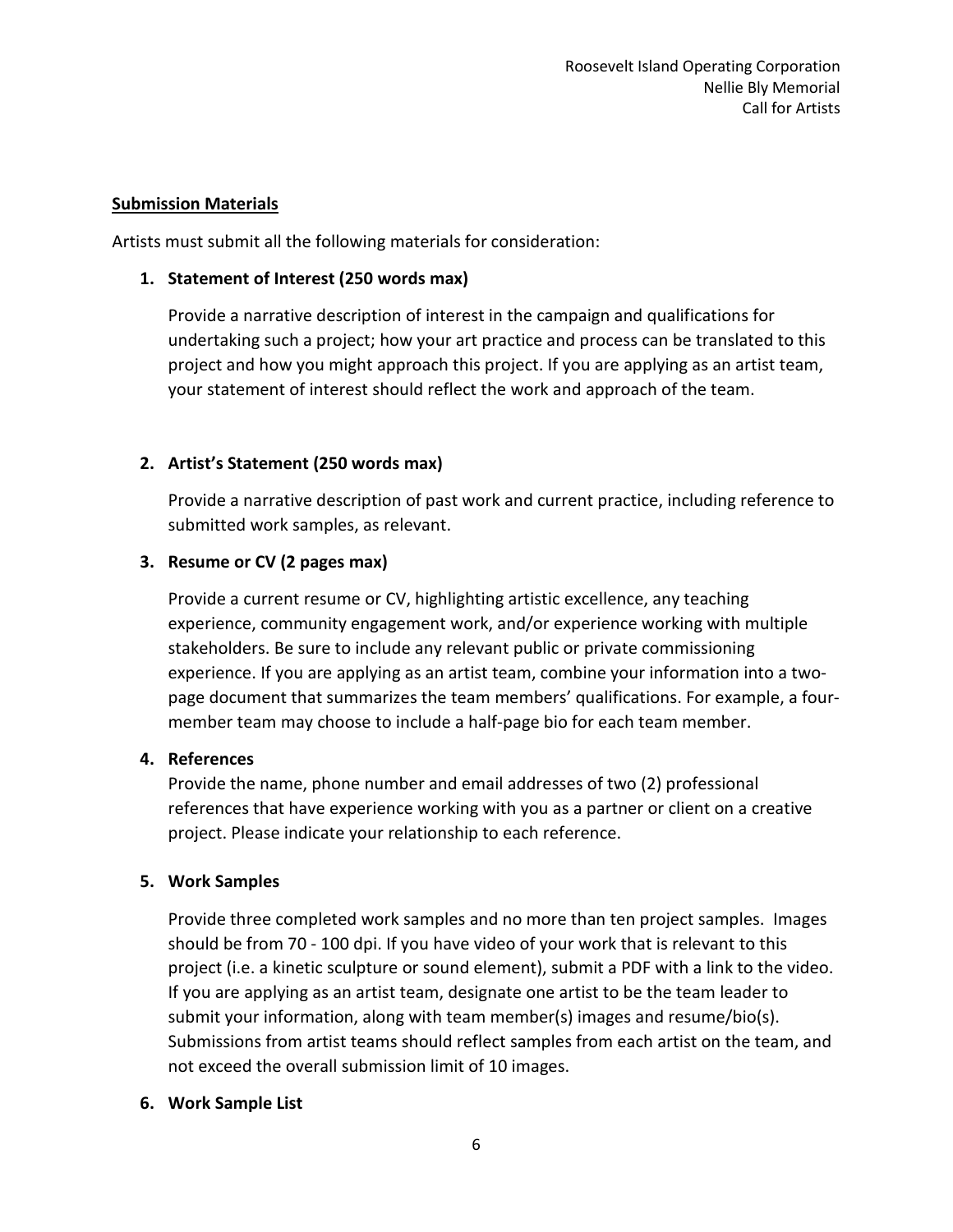## Submission Materials

Artists must submit all the following materials for consideration:

1. **Statement of Interest (250 words max)**

   Provide a narrative description of interest in the campaign and qualifications for undertaking such a project; how your art practice and process can be translated to this project and how you might approach this project. If you are applying as an artist team, your statement of interest should reflect the work and approach of the team.

2. **Artist's Statement (250 words max)**

   Provide a narrative description of past work and current practice, including reference to submitted work samples, as relevant.

3. **Resume or CV (2 pages max)**

   Provide a current resume or CV, highlighting artistic excellence, any teaching experience, community engagement work, and/or experience working with multiple stakeholders. Be sure to include any relevant public or private commissioning experience. If you are applying as an artist team, combine your information into a two-page document that summarizes the team members' qualifications. For example, a four-member team may choose to include a half-page bio for each team member.

4. **References**

   Provide the name, phone number and email addresses of two (2) professional references that have experience working with you as a partner or client on a creative project. Please indicate your relationship to each reference.

5. **Work Samples**

   Provide three completed work samples and no more than ten project samples. Images should be from 70 - 100 dpi. If you have video of your work that is relevant to this project (i.e. a kinetic sculpture or sound element), submit a PDF with a link to the video. If you are applying as an artist team, designate one artist to be the team leader to submit your information, along with team member(s) images and resume/bio(s). Submissions from artist teams should reflect samples from each artist on the team, and not exceed the overall submission limit of 10 images.

6. **Work Sample List**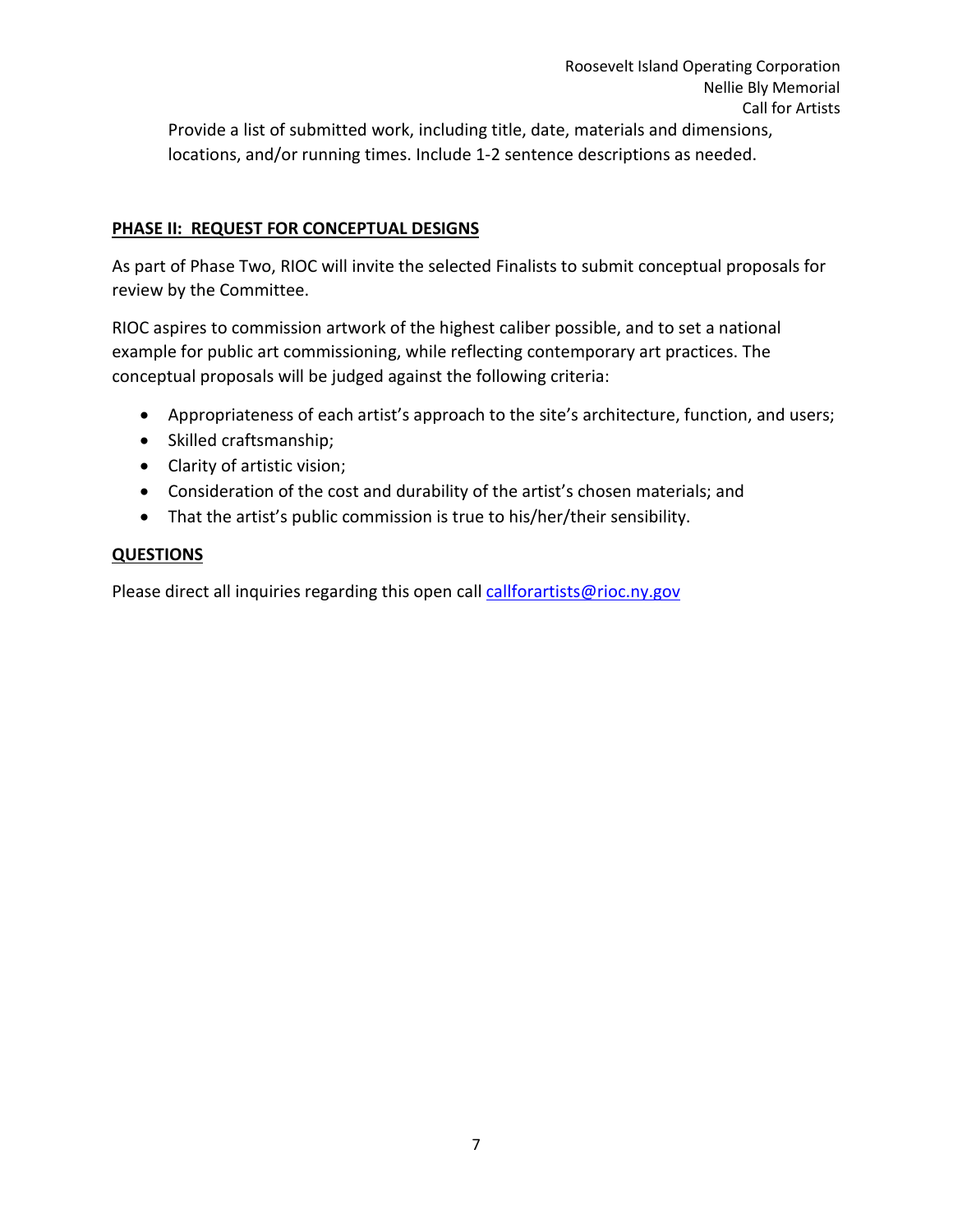Provide a list of submitted work, including title, date, materials and dimensions, locations, and/or running times. Include 1-2 sentence descriptions as needed.

## PHASE II: REQUEST FOR CONCEPTUAL DESIGNS

As part of Phase Two, RIOC will invite the selected Finalists to submit conceptual proposals for review by the Committee.

RIOC aspires to commission artwork of the highest caliber possible, and to set a national example for public art commissioning, while reflecting contemporary art practices. The conceptual proposals will be judged against the following criteria:

- Appropriateness of each artist's approach to the site's architecture, function, and users;
- Skilled craftsmanship;
- Clarity of artistic vision;
- Consideration of the cost and durability of the artist's chosen materials; and
- That the artist's public commission is true to his/her/their sensibility.

## QUESTIONS

Please direct all inquiries regarding this open call [callforartists@rioc.ny.gov](mailto:callforartists@rioc.ny.gov)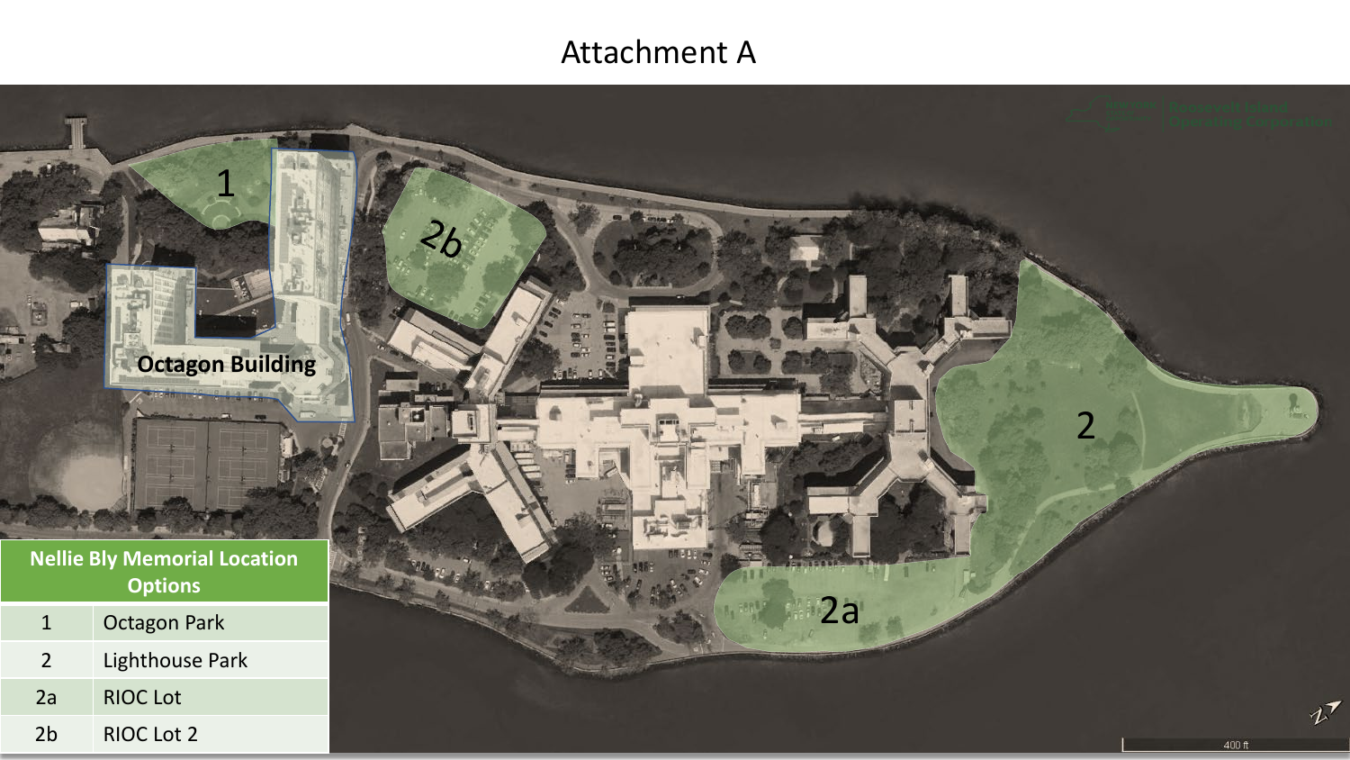# Attachment A

Octagon Building

1

2b

2

2a

| Nellie Bly Memorial Location Options | |
|---|---|
| 1 | Octagon Park |
| 2 | Lighthouse Park |
| 2a | RIOC Lot |
| 2b | RIOC Lot 2 |

400 ft